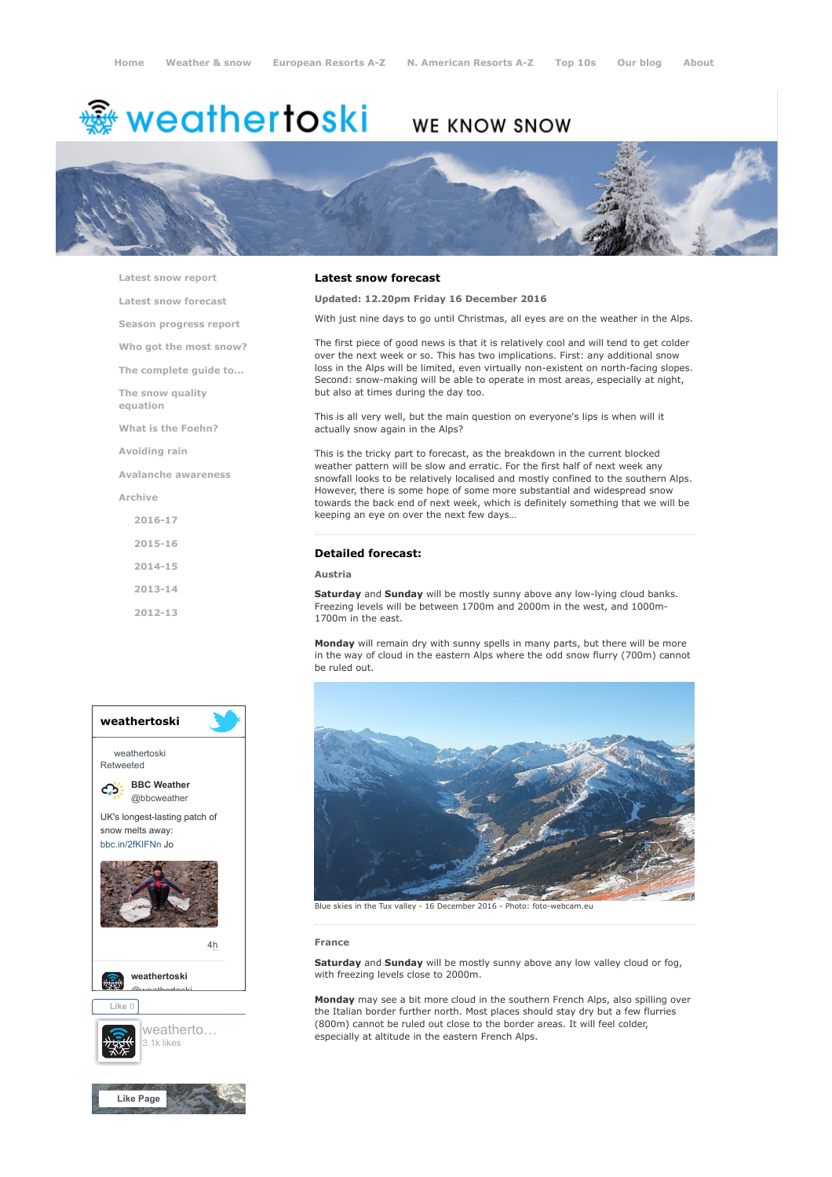Home Weather & snow European Resorts A-Z N. American Resorts A-Z Top 10s Our blog About

# weathertoski WE KNOW SNOW

- Latest snow report
- Latest snow forecast
- Season progress report
- Who got the most snow?
- The complete guide to...
- The snow quality equation
- What is the Foehn?
- Avoiding rain
- Avalanche awareness
- Archive
  - 2016-17
  - 2015-16
  - 2014-15
  - 2013-14
  - 2012-13

## Latest snow forecast

**Updated: 12.20pm Friday 16 December 2016**

With just nine days to go until Christmas, all eyes are on the weather in the Alps.

The first piece of good news is that it is relatively cool and will tend to get colder over the next week or so. This has two implications. First: any additional snow loss in the Alps will be limited, even virtually non-existent on north-facing slopes. Second: snow-making will be able to operate in most areas, especially at night, but also at times during the day too.

This is all very well, but the main question on everyone's lips is when will it actually snow again in the Alps?

This is the tricky part to forecast, as the breakdown in the current blocked weather pattern will be slow and erratic. For the first half of next week any snowfall looks to be relatively localised and mostly confined to the southern Alps. However, there is some hope of some more substantial and widespread snow towards the back end of next week, which is definitely something that we will be keeping an eye on over the next few days…

## Detailed forecast:

### Austria

**Saturday** and **Sunday** will be mostly sunny above any low-lying cloud banks. Freezing levels will be between 1700m and 2000m in the west, and 1000m-1700m in the east.

**Monday** will remain dry with sunny spells in many parts, but there will be more in the way of cloud in the eastern Alps where the odd snow flurry (700m) cannot be ruled out.

Blue skies in the Tux valley - 16 December 2016 - Photo: foto-webcam.eu

### France

**Saturday** and **Sunday** will be mostly sunny above any low valley cloud or fog, with freezing levels close to 2000m.

**Monday** may see a bit more cloud in the southern French Alps, also spilling over the Italian border further north. Most places should stay dry but a few flurries (800m) cannot be ruled out close to the border areas. It will feel colder, especially at altitude in the eastern French Alps.

weathertoski

weathertoski Retweeted

BBC Weather @bbcweather

UK's longest-lasting patch of snow melts away: bbc.in/2fKIFNn Jo

4h

weathertoski @weathertoski

Like 0

weatherto… 3.1k likes

Like Page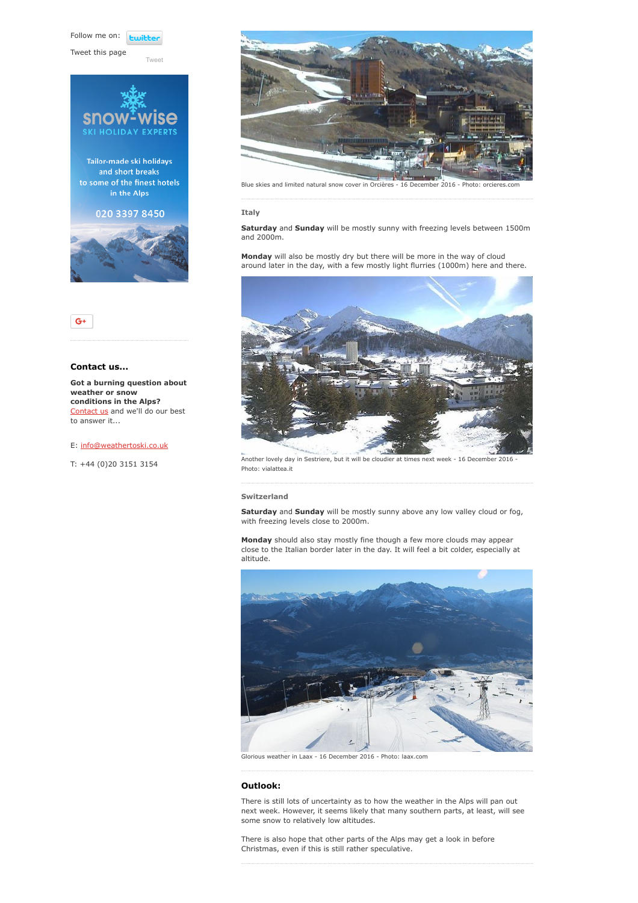Follow me on: twitter

Tweet this page

Tweet

snow-wise SKI HOLIDAY EXPERTS

Tailor-made ski holidays and short breaks to some of the finest hotels in the Alps

020 3397 8450

### Contact us...

**Got a burning question about weather or snow conditions in the Alps?** Contact us and we'll do our best to answer it...

E: info@weathertoski.co.uk

T: +44 (0)20 3151 3154

Blue skies and limited natural snow cover in Orcières - 16 December 2016 - Photo: orcieres.com

### Italy

**Saturday** and **Sunday** will be mostly sunny with freezing levels between 1500m and 2000m.

**Monday** will also be mostly dry but there will be more in the way of cloud around later in the day, with a few mostly light flurries (1000m) here and there.

Another lovely day in Sestriere, but it will be cloudier at times next week - 16 December 2016 - Photo: vialattea.it

### Switzerland

**Saturday** and **Sunday** will be mostly sunny above any low valley cloud or fog, with freezing levels close to 2000m.

**Monday** should also stay mostly fine though a few more clouds may appear close to the Italian border later in the day. It will feel a bit colder, especially at altitude.

Glorious weather in Laax - 16 December 2016 - Photo: laax.com

## Outlook:

There is still lots of uncertainty as to how the weather in the Alps will pan out next week. However, it seems likely that many southern parts, at least, will see some snow to relatively low altitudes.

There is also hope that other parts of the Alps may get a look in before Christmas, even if this is still rather speculative.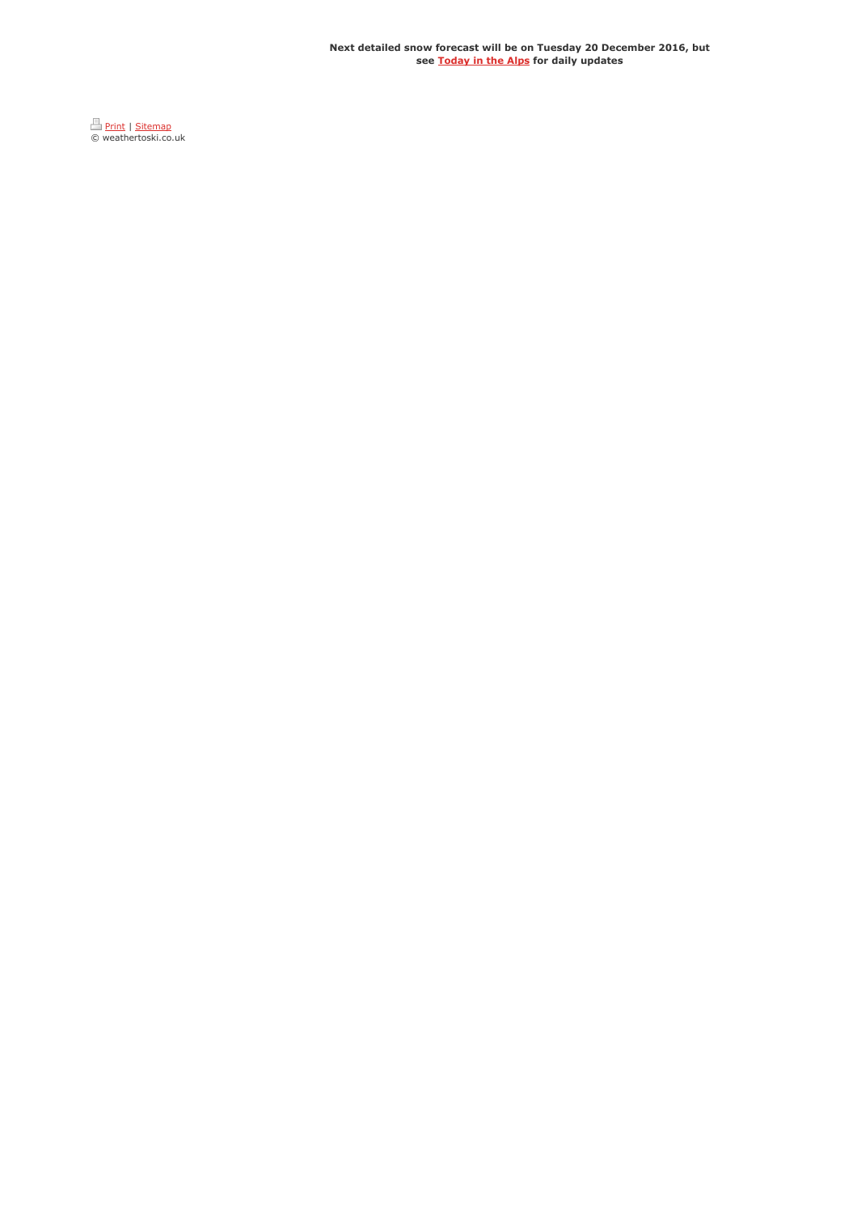**Next detailed snow forecast will be on Tuesday 20 December 2016, but see Today in the Alps for daily updates**

Print | Sitemap
© weathertoski.co.uk